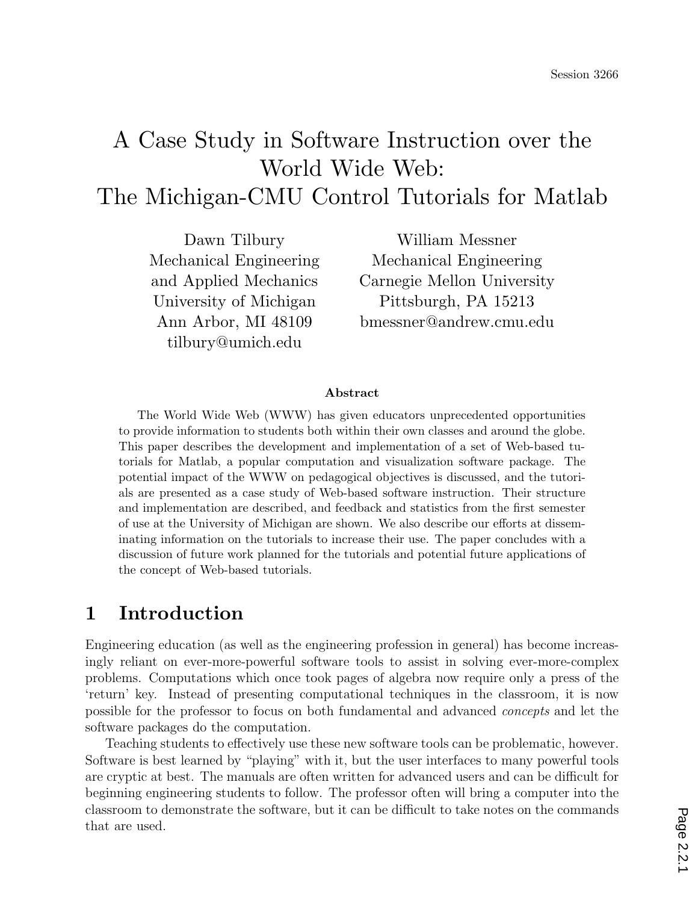Session 3266

# A Case Study in Software Instruction over the World Wide Web: The Michigan-CMU Control Tutorials for Matlab

Dawn Tilbury
Mechanical Engineering
and Applied Mechanics
University of Michigan
Ann Arbor, MI 48109
tilbury@umich.edu

William Messner
Mechanical Engineering
Carnegie Mellon University
Pittsburgh, PA 15213
bmessner@andrew.cmu.edu

**Abstract**

The World Wide Web (WWW) has given educators unprecedented opportunities to provide information to students both within their own classes and around the globe. This paper describes the development and implementation of a set of Web-based tutorials for Matlab, a popular computation and visualization software package. The potential impact of the WWW on pedagogical objectives is discussed, and the tutorials are presented as a case study of Web-based software instruction. Their structure and implementation are described, and feedback and statistics from the first semester of use at the University of Michigan are shown. We also describe our efforts at disseminating information on the tutorials to increase their use. The paper concludes with a discussion of future work planned for the tutorials and potential future applications of the concept of Web-based tutorials.

## 1 Introduction

Engineering education (as well as the engineering profession in general) has become increasingly reliant on ever-more-powerful software tools to assist in solving ever-more-complex problems. Computations which once took pages of algebra now require only a press of the 'return' key. Instead of presenting computational techniques in the classroom, it is now possible for the professor to focus on both fundamental and advanced *concepts* and let the software packages do the computation.

Teaching students to effectively use these new software tools can be problematic, however. Software is best learned by "playing" with it, but the user interfaces to many powerful tools are cryptic at best. The manuals are often written for advanced users and can be difficult for beginning engineering students to follow. The professor often will bring a computer into the classroom to demonstrate the software, but it can be difficult to take notes on the commands that are used.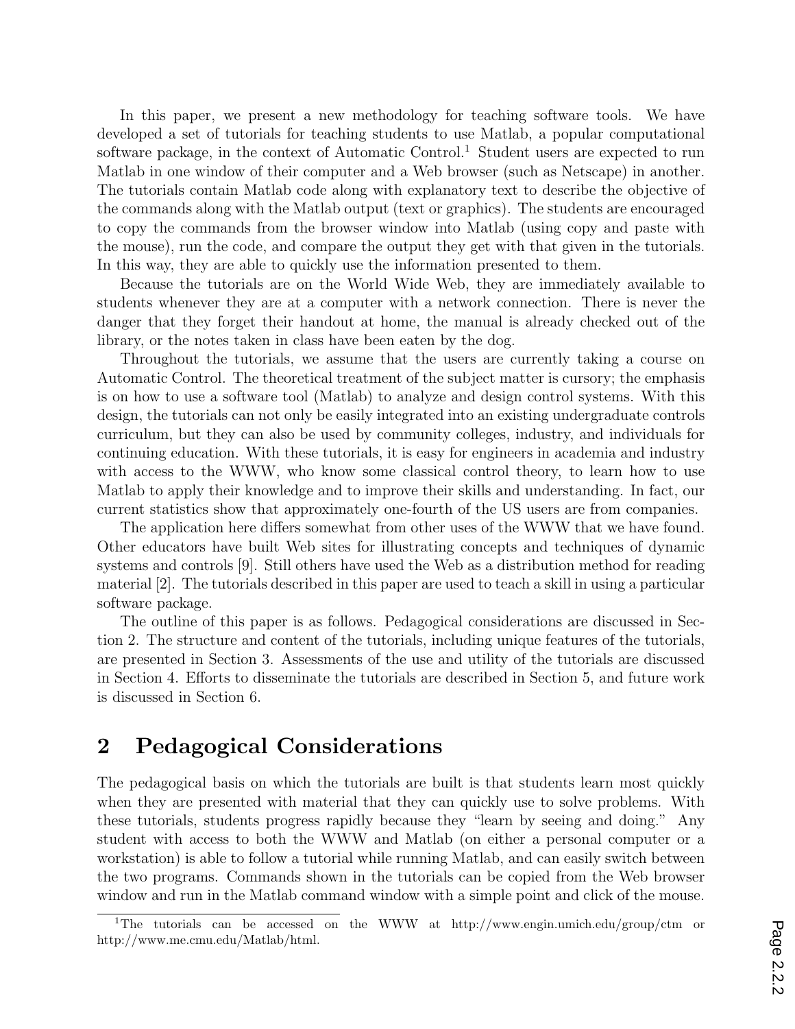In this paper, we present a new methodology for teaching software tools. We have developed a set of tutorials for teaching students to use Matlab, a popular computational software package, in the context of Automatic Control.[1] Student users are expected to run Matlab in one window of their computer and a Web browser (such as Netscape) in another. The tutorials contain Matlab code along with explanatory text to describe the objective of the commands along with the Matlab output (text or graphics). The students are encouraged to copy the commands from the browser window into Matlab (using copy and paste with the mouse), run the code, and compare the output they get with that given in the tutorials. In this way, they are able to quickly use the information presented to them.

Because the tutorials are on the World Wide Web, they are immediately available to students whenever they are at a computer with a network connection. There is never the danger that they forget their handout at home, the manual is already checked out of the library, or the notes taken in class have been eaten by the dog.

Throughout the tutorials, we assume that the users are currently taking a course on Automatic Control. The theoretical treatment of the subject matter is cursory; the emphasis is on how to use a software tool (Matlab) to analyze and design control systems. With this design, the tutorials can not only be easily integrated into an existing undergraduate controls curriculum, but they can also be used by community colleges, industry, and individuals for continuing education. With these tutorials, it is easy for engineers in academia and industry with access to the WWW, who know some classical control theory, to learn how to use Matlab to apply their knowledge and to improve their skills and understanding. In fact, our current statistics show that approximately one-fourth of the US users are from companies.

The application here differs somewhat from other uses of the WWW that we have found. Other educators have built Web sites for illustrating concepts and techniques of dynamic systems and controls [9]. Still others have used the Web as a distribution method for reading material [2]. The tutorials described in this paper are used to teach a skill in using a particular software package.

The outline of this paper is as follows. Pedagogical considerations are discussed in Section 2. The structure and content of the tutorials, including unique features of the tutorials, are presented in Section 3. Assessments of the use and utility of the tutorials are discussed in Section 4. Efforts to disseminate the tutorials are described in Section 5, and future work is discussed in Section 6.

## 2 Pedagogical Considerations

The pedagogical basis on which the tutorials are built is that students learn most quickly when they are presented with material that they can quickly use to solve problems. With these tutorials, students progress rapidly because they "learn by seeing and doing." Any student with access to both the WWW and Matlab (on either a personal computer or a workstation) is able to follow a tutorial while running Matlab, and can easily switch between the two programs. Commands shown in the tutorials can be copied from the Web browser window and run in the Matlab command window with a simple point and click of the mouse.

[1] The tutorials can be accessed on the WWW at http://www.engin.umich.edu/group/ctm or http://www.me.cmu.edu/Matlab/html.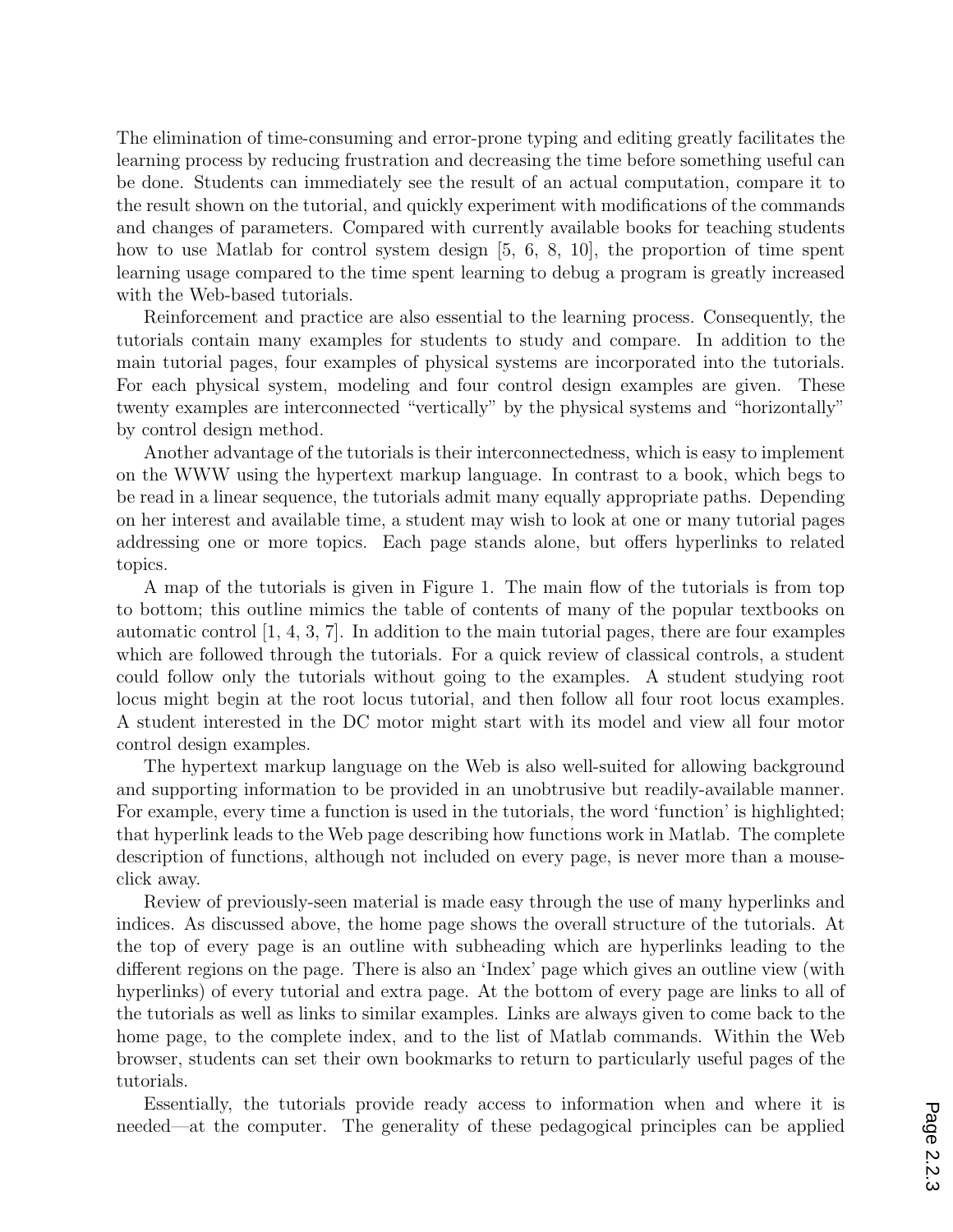The elimination of time-consuming and error-prone typing and editing greatly facilitates the learning process by reducing frustration and decreasing the time before something useful can be done. Students can immediately see the result of an actual computation, compare it to the result shown on the tutorial, and quickly experiment with modifications of the commands and changes of parameters. Compared with currently available books for teaching students how to use Matlab for control system design [5, 6, 8, 10], the proportion of time spent learning usage compared to the time spent learning to debug a program is greatly increased with the Web-based tutorials.

Reinforcement and practice are also essential to the learning process. Consequently, the tutorials contain many examples for students to study and compare. In addition to the main tutorial pages, four examples of physical systems are incorporated into the tutorials. For each physical system, modeling and four control design examples are given. These twenty examples are interconnected "vertically" by the physical systems and "horizontally" by control design method.

Another advantage of the tutorials is their interconnectedness, which is easy to implement on the WWW using the hypertext markup language. In contrast to a book, which begs to be read in a linear sequence, the tutorials admit many equally appropriate paths. Depending on her interest and available time, a student may wish to look at one or many tutorial pages addressing one or more topics. Each page stands alone, but offers hyperlinks to related topics.

A map of the tutorials is given in Figure 1. The main flow of the tutorials is from top to bottom; this outline mimics the table of contents of many of the popular textbooks on automatic control [1, 4, 3, 7]. In addition to the main tutorial pages, there are four examples which are followed through the tutorials. For a quick review of classical controls, a student could follow only the tutorials without going to the examples. A student studying root locus might begin at the root locus tutorial, and then follow all four root locus examples. A student interested in the DC motor might start with its model and view all four motor control design examples.

The hypertext markup language on the Web is also well-suited for allowing background and supporting information to be provided in an unobtrusive but readily-available manner. For example, every time a function is used in the tutorials, the word 'function' is highlighted; that hyperlink leads to the Web page describing how functions work in Matlab. The complete description of functions, although not included on every page, is never more than a mouse-click away.

Review of previously-seen material is made easy through the use of many hyperlinks and indices. As discussed above, the home page shows the overall structure of the tutorials. At the top of every page is an outline with subheading which are hyperlinks leading to the different regions on the page. There is also an 'Index' page which gives an outline view (with hyperlinks) of every tutorial and extra page. At the bottom of every page are links to all of the tutorials as well as links to similar examples. Links are always given to come back to the home page, to the complete index, and to the list of Matlab commands. Within the Web browser, students can set their own bookmarks to return to particularly useful pages of the tutorials.

Essentially, the tutorials provide ready access to information when and where it is needed—at the computer. The generality of these pedagogical principles can be applied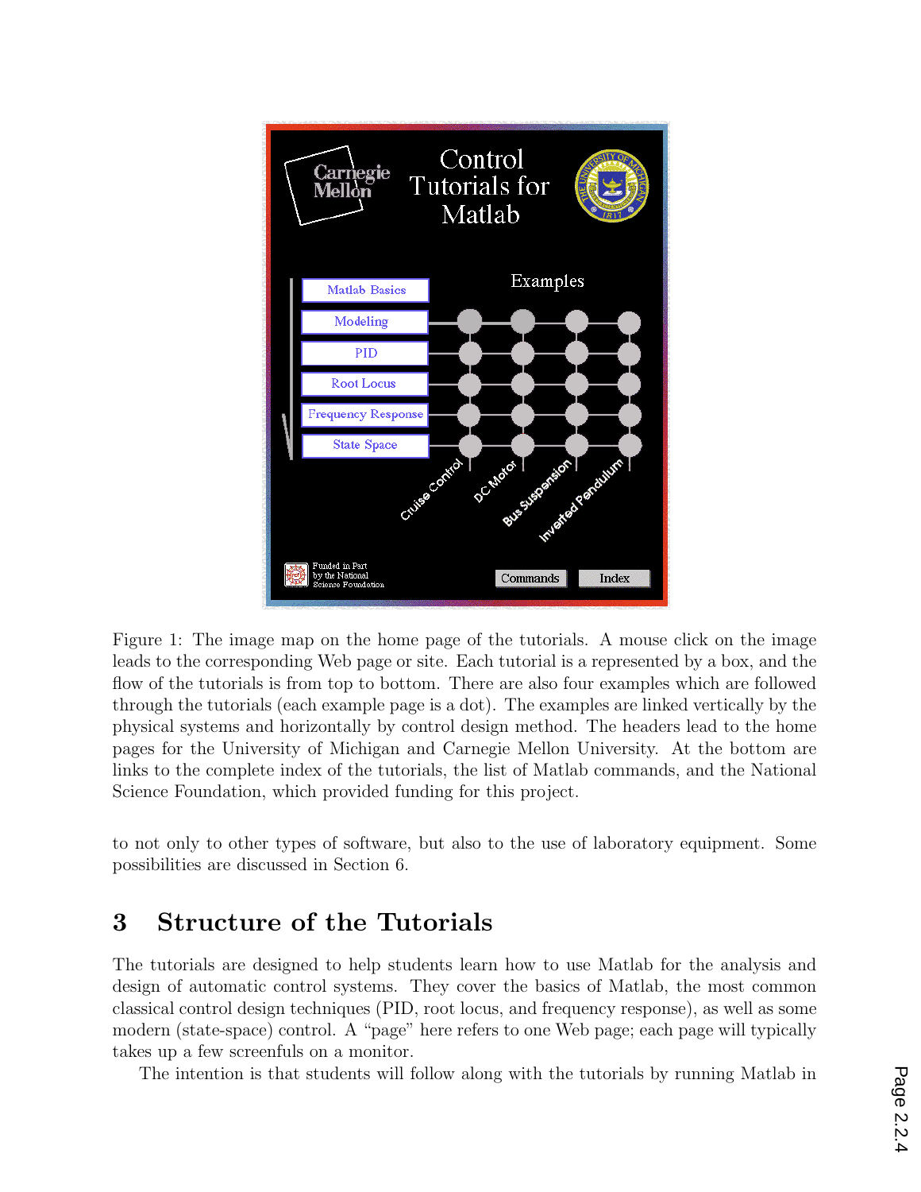Figure 1: The image map on the home page of the tutorials. A mouse click on the image leads to the corresponding Web page or site. Each tutorial is a represented by a box, and the flow of the tutorials is from top to bottom. There are also four examples which are followed through the tutorials (each example page is a dot). The examples are linked vertically by the physical systems and horizontally by control design method. The headers lead to the home pages for the University of Michigan and Carnegie Mellon University. At the bottom are links to the complete index of the tutorials, the list of Matlab commands, and the National Science Foundation, which provided funding for this project.

to not only to other types of software, but also to the use of laboratory equipment. Some possibilities are discussed in Section 6.

## 3 Structure of the Tutorials

The tutorials are designed to help students learn how to use Matlab for the analysis and design of automatic control systems. They cover the basics of Matlab, the most common classical control design techniques (PID, root locus, and frequency response), as well as some modern (state-space) control. A "page" here refers to one Web page; each page will typically takes up a few screenfuls on a monitor.

The intention is that students will follow along with the tutorials by running Matlab in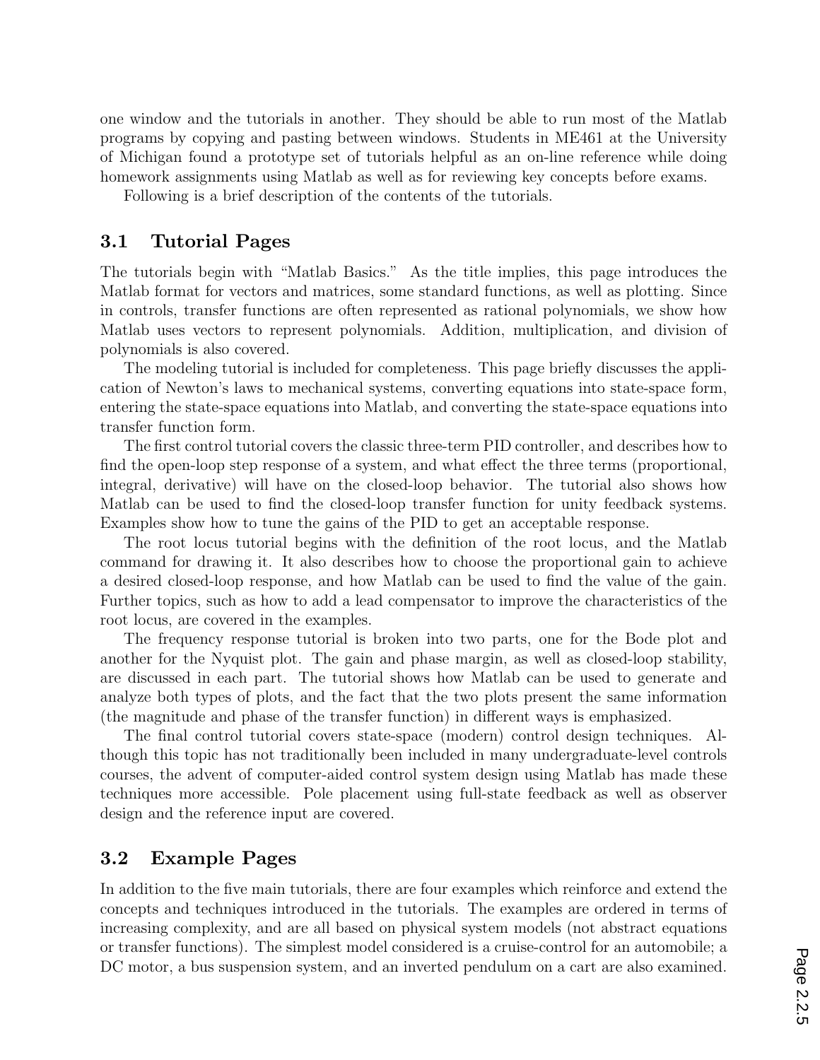one window and the tutorials in another. They should be able to run most of the Matlab programs by copying and pasting between windows. Students in ME461 at the University of Michigan found a prototype set of tutorials helpful as an on-line reference while doing homework assignments using Matlab as well as for reviewing key concepts before exams.

Following is a brief description of the contents of the tutorials.

## 3.1 Tutorial Pages

The tutorials begin with "Matlab Basics." As the title implies, this page introduces the Matlab format for vectors and matrices, some standard functions, as well as plotting. Since in controls, transfer functions are often represented as rational polynomials, we show how Matlab uses vectors to represent polynomials. Addition, multiplication, and division of polynomials is also covered.

The modeling tutorial is included for completeness. This page briefly discusses the application of Newton's laws to mechanical systems, converting equations into state-space form, entering the state-space equations into Matlab, and converting the state-space equations into transfer function form.

The first control tutorial covers the classic three-term PID controller, and describes how to find the open-loop step response of a system, and what effect the three terms (proportional, integral, derivative) will have on the closed-loop behavior. The tutorial also shows how Matlab can be used to find the closed-loop transfer function for unity feedback systems. Examples show how to tune the gains of the PID to get an acceptable response.

The root locus tutorial begins with the definition of the root locus, and the Matlab command for drawing it. It also describes how to choose the proportional gain to achieve a desired closed-loop response, and how Matlab can be used to find the value of the gain. Further topics, such as how to add a lead compensator to improve the characteristics of the root locus, are covered in the examples.

The frequency response tutorial is broken into two parts, one for the Bode plot and another for the Nyquist plot. The gain and phase margin, as well as closed-loop stability, are discussed in each part. The tutorial shows how Matlab can be used to generate and analyze both types of plots, and the fact that the two plots present the same information (the magnitude and phase of the transfer function) in different ways is emphasized.

The final control tutorial covers state-space (modern) control design techniques. Although this topic has not traditionally been included in many undergraduate-level controls courses, the advent of computer-aided control system design using Matlab has made these techniques more accessible. Pole placement using full-state feedback as well as observer design and the reference input are covered.

## 3.2 Example Pages

In addition to the five main tutorials, there are four examples which reinforce and extend the concepts and techniques introduced in the tutorials. The examples are ordered in terms of increasing complexity, and are all based on physical system models (not abstract equations or transfer functions). The simplest model considered is a cruise-control for an automobile; a DC motor, a bus suspension system, and an inverted pendulum on a cart are also examined.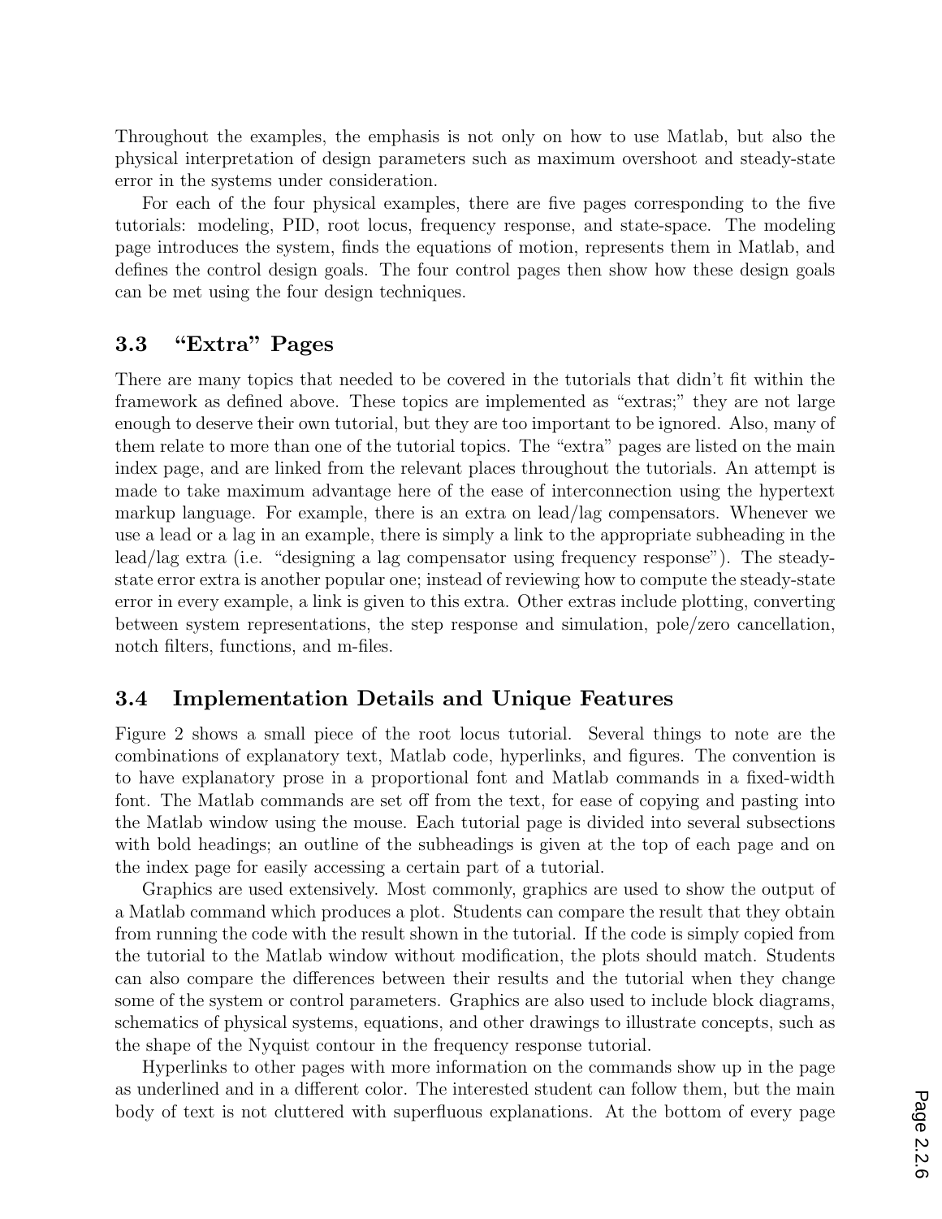Throughout the examples, the emphasis is not only on how to use Matlab, but also the physical interpretation of design parameters such as maximum overshoot and steady-state error in the systems under consideration.

For each of the four physical examples, there are five pages corresponding to the five tutorials: modeling, PID, root locus, frequency response, and state-space. The modeling page introduces the system, finds the equations of motion, represents them in Matlab, and defines the control design goals. The four control pages then show how these design goals can be met using the four design techniques.

### 3.3 "Extra" Pages

There are many topics that needed to be covered in the tutorials that didn't fit within the framework as defined above. These topics are implemented as "extras;" they are not large enough to deserve their own tutorial, but they are too important to be ignored. Also, many of them relate to more than one of the tutorial topics. The "extra" pages are listed on the main index page, and are linked from the relevant places throughout the tutorials. An attempt is made to take maximum advantage here of the ease of interconnection using the hypertext markup language. For example, there is an extra on lead/lag compensators. Whenever we use a lead or a lag in an example, there is simply a link to the appropriate subheading in the lead/lag extra (i.e. "designing a lag compensator using frequency response"). The steady-state error extra is another popular one; instead of reviewing how to compute the steady-state error in every example, a link is given to this extra. Other extras include plotting, converting between system representations, the step response and simulation, pole/zero cancellation, notch filters, functions, and m-files.

### 3.4 Implementation Details and Unique Features

Figure 2 shows a small piece of the root locus tutorial. Several things to note are the combinations of explanatory text, Matlab code, hyperlinks, and figures. The convention is to have explanatory prose in a proportional font and Matlab commands in a fixed-width font. The Matlab commands are set off from the text, for ease of copying and pasting into the Matlab window using the mouse. Each tutorial page is divided into several subsections with bold headings; an outline of the subheadings is given at the top of each page and on the index page for easily accessing a certain part of a tutorial.

Graphics are used extensively. Most commonly, graphics are used to show the output of a Matlab command which produces a plot. Students can compare the result that they obtain from running the code with the result shown in the tutorial. If the code is simply copied from the tutorial to the Matlab window without modification, the plots should match. Students can also compare the differences between their results and the tutorial when they change some of the system or control parameters. Graphics are also used to include block diagrams, schematics of physical systems, equations, and other drawings to illustrate concepts, such as the shape of the Nyquist contour in the frequency response tutorial.

Hyperlinks to other pages with more information on the commands show up in the page as underlined and in a different color. The interested student can follow them, but the main body of text is not cluttered with superfluous explanations. At the bottom of every page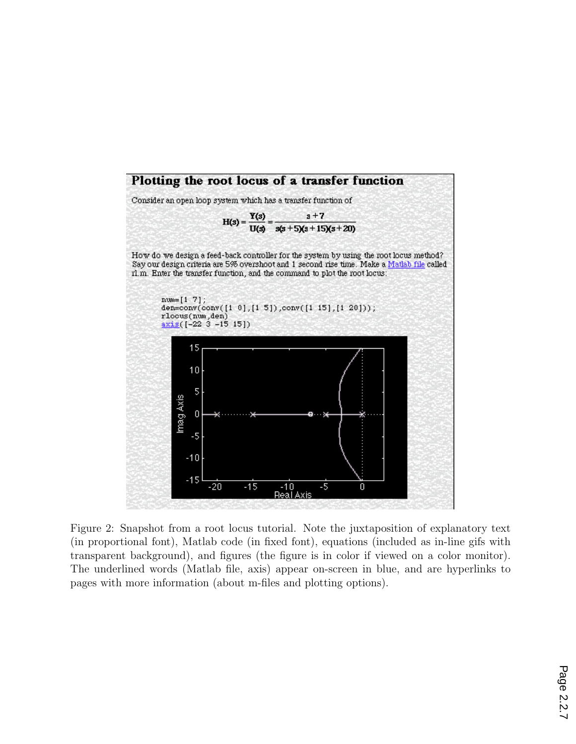## Plotting the root locus of a transfer function

Consider an open loop system which has a transfer function of

$$H(s) = \frac{Y(s)}{U(s)} = \frac{s+7}{s(s+5)(s+15)(s+20)}$$

How do we design a feed-back controller for the system by using the root locus method? Say our design criteria are 5% overshoot and 1 second rise time. Make a Matlab file called rl.m. Enter the transfer function, and the command to plot the root locus:

```
num=[1 7];
den=conv(conv([1 0],[1 5]),conv([1 15],[1 20]));
rlocus(num,den)
axis([-22 3 -15 15])
```

Figure 2: Snapshot from a root locus tutorial. Note the juxtaposition of explanatory text (in proportional font), Matlab code (in fixed font), equations (included as in-line gifs with transparent background), and figures (the figure is in color if viewed on a color monitor). The underlined words (Matlab file, axis) appear on-screen in blue, and are hyperlinks to pages with more information (about m-files and plotting options).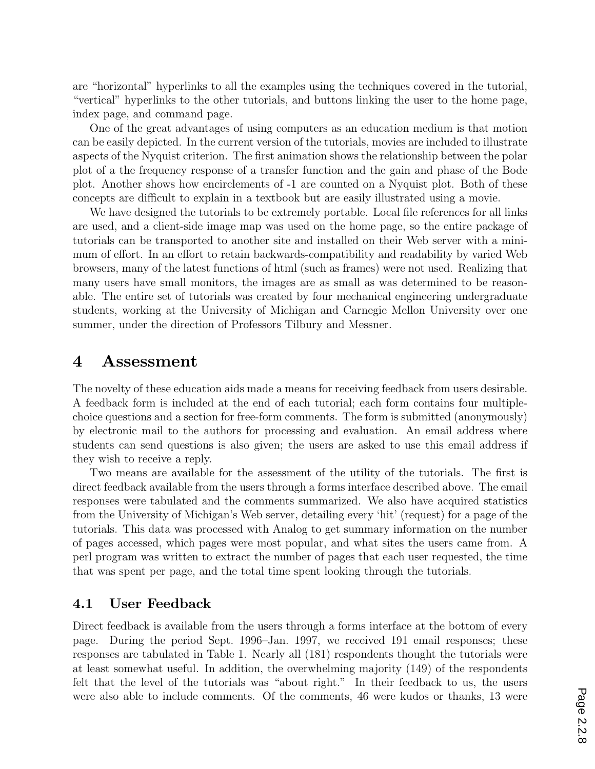are "horizontal" hyperlinks to all the examples using the techniques covered in the tutorial, "vertical" hyperlinks to the other tutorials, and buttons linking the user to the home page, index page, and command page.

One of the great advantages of using computers as an education medium is that motion can be easily depicted. In the current version of the tutorials, movies are included to illustrate aspects of the Nyquist criterion. The first animation shows the relationship between the polar plot of a the frequency response of a transfer function and the gain and phase of the Bode plot. Another shows how encirclements of -1 are counted on a Nyquist plot. Both of these concepts are difficult to explain in a textbook but are easily illustrated using a movie.

We have designed the tutorials to be extremely portable. Local file references for all links are used, and a client-side image map was used on the home page, so the entire package of tutorials can be transported to another site and installed on their Web server with a minimum of effort. In an effort to retain backwards-compatibility and readability by varied Web browsers, many of the latest functions of html (such as frames) were not used. Realizing that many users have small monitors, the images are as small as was determined to be reasonable. The entire set of tutorials was created by four mechanical engineering undergraduate students, working at the University of Michigan and Carnegie Mellon University over one summer, under the direction of Professors Tilbury and Messner.

# 4 Assessment

The novelty of these education aids made a means for receiving feedback from users desirable. A feedback form is included at the end of each tutorial; each form contains four multiple-choice questions and a section for free-form comments. The form is submitted (anonymously) by electronic mail to the authors for processing and evaluation. An email address where students can send questions is also given; the users are asked to use this email address if they wish to receive a reply.

Two means are available for the assessment of the utility of the tutorials. The first is direct feedback available from the users through a forms interface described above. The email responses were tabulated and the comments summarized. We also have acquired statistics from the University of Michigan's Web server, detailing every 'hit' (request) for a page of the tutorials. This data was processed with Analog to get summary information on the number of pages accessed, which pages were most popular, and what sites the users came from. A perl program was written to extract the number of pages that each user requested, the time that was spent per page, and the total time spent looking through the tutorials.

## 4.1 User Feedback

Direct feedback is available from the users through a forms interface at the bottom of every page. During the period Sept. 1996–Jan. 1997, we received 191 email responses; these responses are tabulated in Table 1. Nearly all (181) respondents thought the tutorials were at least somewhat useful. In addition, the overwhelming majority (149) of the respondents felt that the level of the tutorials was "about right." In their feedback to us, the users were also able to include comments. Of the comments, 46 were kudos or thanks, 13 were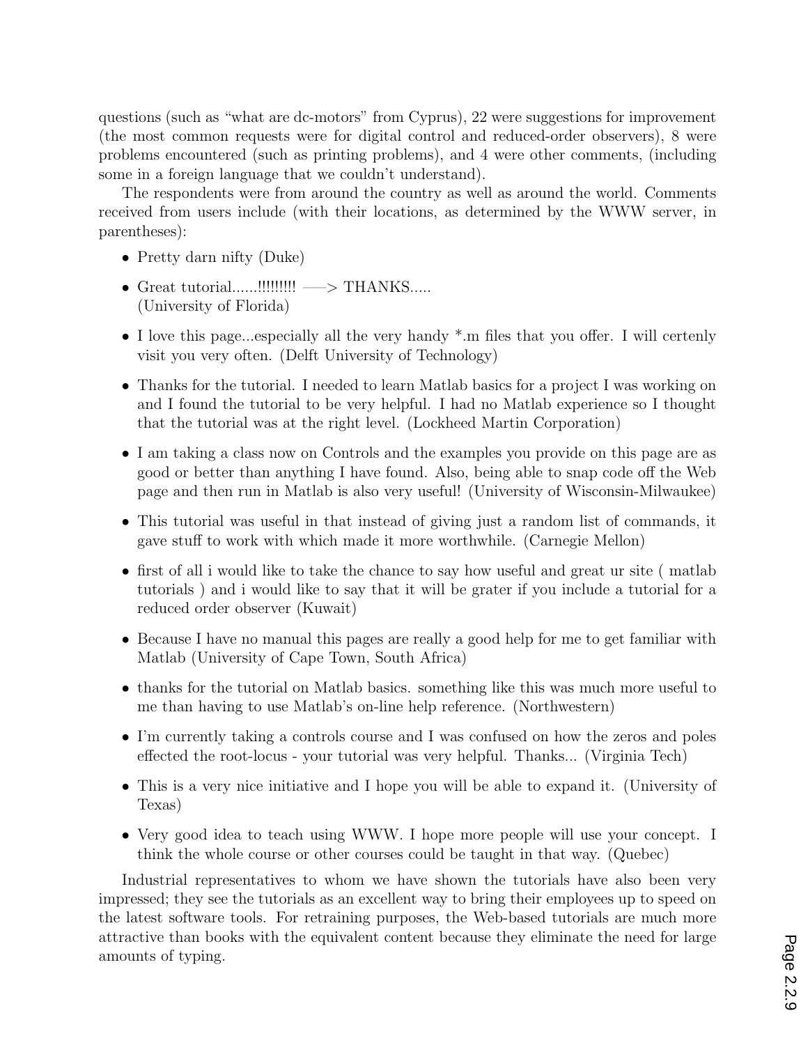questions (such as "what are dc-motors" from Cyprus), 22 were suggestions for improvement (the most common requests were for digital control and reduced-order observers), 8 were problems encountered (such as printing problems), and 4 were other comments, (including some in a foreign language that we couldn't understand).

The respondents were from around the country as well as around the world. Comments received from users include (with their locations, as determined by the WWW server, in parentheses):

- Pretty darn nifty (Duke)
- Great tutorial......!!!!!!!!! —–> THANKS.....
  (University of Florida)
- I love this page...especially all the very handy *.m files that you offer. I will certenly visit you very often. (Delft University of Technology)
- Thanks for the tutorial. I needed to learn Matlab basics for a project I was working on and I found the tutorial to be very helpful. I had no Matlab experience so I thought that the tutorial was at the right level. (Lockheed Martin Corporation)
- I am taking a class now on Controls and the examples you provide on this page are as good or better than anything I have found. Also, being able to snap code off the Web page and then run in Matlab is also very useful! (University of Wisconsin-Milwaukee)
- This tutorial was useful in that instead of giving just a random list of commands, it gave stuff to work with which made it more worthwhile. (Carnegie Mellon)
- first of all i would like to take the chance to say how useful and great ur site ( matlab tutorials ) and i would like to say that it will be grater if you include a tutorial for a reduced order observer (Kuwait)
- Because I have no manual this pages are really a good help for me to get familiar with Matlab (University of Cape Town, South Africa)
- thanks for the tutorial on Matlab basics. something like this was much more useful to me than having to use Matlab's on-line help reference. (Northwestern)
- I'm currently taking a controls course and I was confused on how the zeros and poles effected the root-locus - your tutorial was very helpful. Thanks... (Virginia Tech)
- This is a very nice initiative and I hope you will be able to expand it. (University of Texas)
- Very good idea to teach using WWW. I hope more people will use your concept. I think the whole course or other courses could be taught in that way. (Quebec)

Industrial representatives to whom we have shown the tutorials have also been very impressed; they see the tutorials as an excellent way to bring their employees up to speed on the latest software tools. For retraining purposes, the Web-based tutorials are much more attractive than books with the equivalent content because they eliminate the need for large amounts of typing.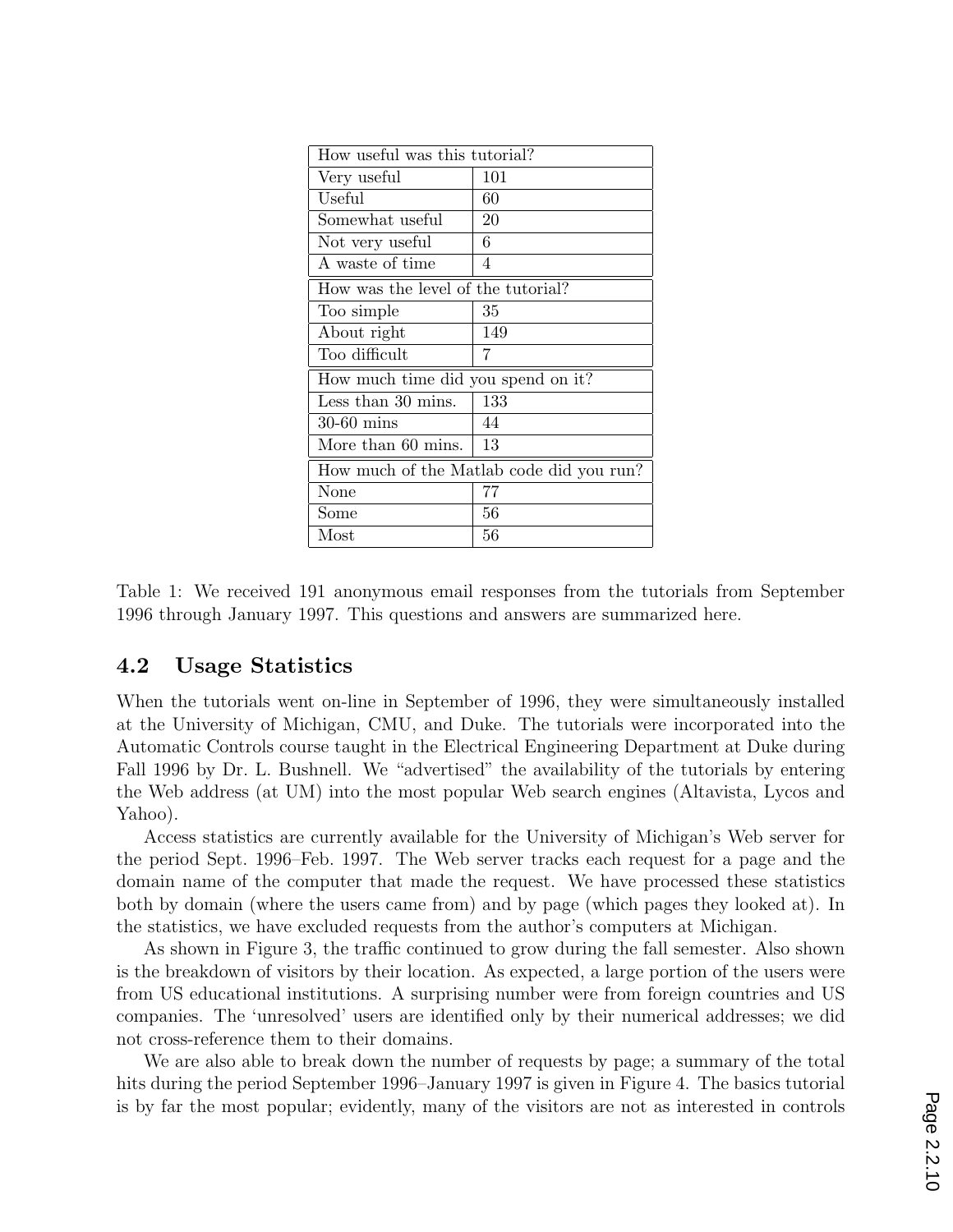| How useful was this tutorial? | |
|---|---|
| Very useful | 101 |
| Useful | 60 |
| Somewhat useful | 20 |
| Not very useful | 6 |
| A waste of time | 4 |
| **How was the level of the tutorial?** | |
| Too simple | 35 |
| About right | 149 |
| Too difficult | 7 |
| **How much time did you spend on it?** | |
| Less than 30 mins. | 133 |
| 30-60 mins | 44 |
| More than 60 mins. | 13 |
| **How much of the Matlab code did you run?** | |
| None | 77 |
| Some | 56 |
| Most | 56 |

Table 1: We received 191 anonymous email responses from the tutorials from September 1996 through January 1997. This questions and answers are summarized here.

## 4.2 Usage Statistics

When the tutorials went on-line in September of 1996, they were simultaneously installed at the University of Michigan, CMU, and Duke. The tutorials were incorporated into the Automatic Controls course taught in the Electrical Engineering Department at Duke during Fall 1996 by Dr. L. Bushnell. We "advertised" the availability of the tutorials by entering the Web address (at UM) into the most popular Web search engines (Altavista, Lycos and Yahoo).

Access statistics are currently available for the University of Michigan's Web server for the period Sept. 1996–Feb. 1997. The Web server tracks each request for a page and the domain name of the computer that made the request. We have processed these statistics both by domain (where the users came from) and by page (which pages they looked at). In the statistics, we have excluded requests from the author's computers at Michigan.

As shown in Figure 3, the traffic continued to grow during the fall semester. Also shown is the breakdown of visitors by their location. As expected, a large portion of the users were from US educational institutions. A surprising number were from foreign countries and US companies. The 'unresolved' users are identified only by their numerical addresses; we did not cross-reference them to their domains.

We are also able to break down the number of requests by page; a summary of the total hits during the period September 1996–January 1997 is given in Figure 4. The basics tutorial is by far the most popular; evidently, many of the visitors are not as interested in controls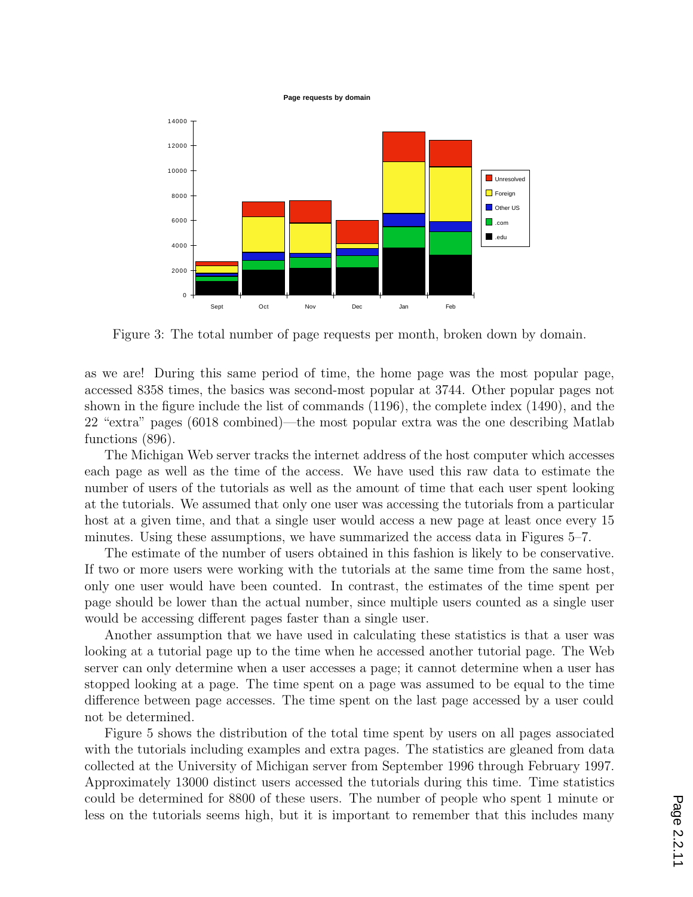Figure 3: The total number of page requests per month, broken down by domain.

as we are! During this same period of time, the home page was the most popular page, accessed 8358 times, the basics was second-most popular at 3744. Other popular pages not shown in the figure include the list of commands (1196), the complete index (1490), and the 22 "extra" pages (6018 combined)—the most popular extra was the one describing Matlab functions (896).

The Michigan Web server tracks the internet address of the host computer which accesses each page as well as the time of the access. We have used this raw data to estimate the number of users of the tutorials as well as the amount of time that each user spent looking at the tutorials. We assumed that only one user was accessing the tutorials from a particular host at a given time, and that a single user would access a new page at least once every 15 minutes. Using these assumptions, we have summarized the access data in Figures 5–7.

The estimate of the number of users obtained in this fashion is likely to be conservative. If two or more users were working with the tutorials at the same time from the same host, only one user would have been counted. In contrast, the estimates of the time spent per page should be lower than the actual number, since multiple users counted as a single user would be accessing different pages faster than a single user.

Another assumption that we have used in calculating these statistics is that a user was looking at a tutorial page up to the time when he accessed another tutorial page. The Web server can only determine when a user accesses a page; it cannot determine when a user has stopped looking at a page. The time spent on a page was assumed to be equal to the time difference between page accesses. The time spent on the last page accessed by a user could not be determined.

Figure 5 shows the distribution of the total time spent by users on all pages associated with the tutorials including examples and extra pages. The statistics are gleaned from data collected at the University of Michigan server from September 1996 through February 1997. Approximately 13000 distinct users accessed the tutorials during this time. Time statistics could be determined for 8800 of these users. The number of people who spent 1 minute or less on the tutorials seems high, but it is important to remember that this includes many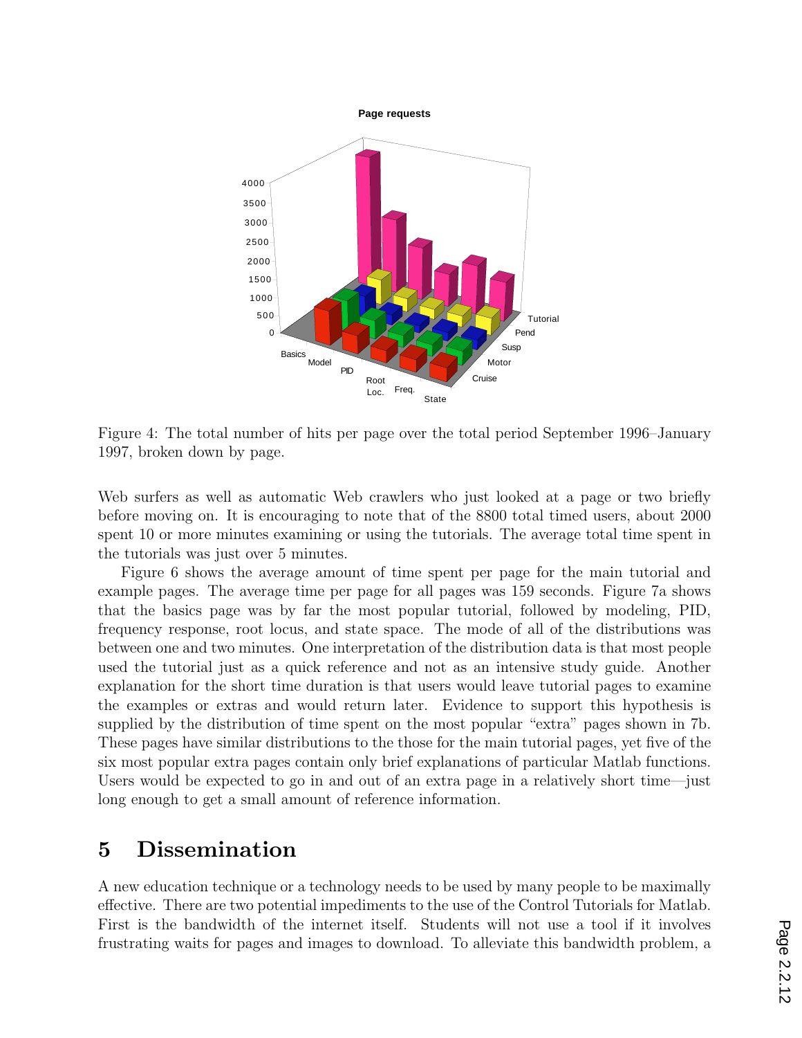Figure 4: The total number of hits per page over the total period September 1996–January 1997, broken down by page.

Web surfers as well as automatic Web crawlers who just looked at a page or two briefly before moving on. It is encouraging to note that of the 8800 total timed users, about 2000 spent 10 or more minutes examining or using the tutorials. The average total time spent in the tutorials was just over 5 minutes.

Figure 6 shows the average amount of time spent per page for the main tutorial and example pages. The average time per page for all pages was 159 seconds. Figure 7a shows that the basics page was by far the most popular tutorial, followed by modeling, PID, frequency response, root locus, and state space. The mode of all of the distributions was between one and two minutes. One interpretation of the distribution data is that most people used the tutorial just as a quick reference and not as an intensive study guide. Another explanation for the short time duration is that users would leave tutorial pages to examine the examples or extras and would return later. Evidence to support this hypothesis is supplied by the distribution of time spent on the most popular "extra" pages shown in 7b. These pages have similar distributions to the those for the main tutorial pages, yet five of the six most popular extra pages contain only brief explanations of particular Matlab functions. Users would be expected to go in and out of an extra page in a relatively short time—just long enough to get a small amount of reference information.

# 5 Dissemination

A new education technique or a technology needs to be used by many people to be maximally effective. There are two potential impediments to the use of the Control Tutorials for Matlab. First is the bandwidth of the internet itself. Students will not use a tool if it involves frustrating waits for pages and images to download. To alleviate this bandwidth problem, a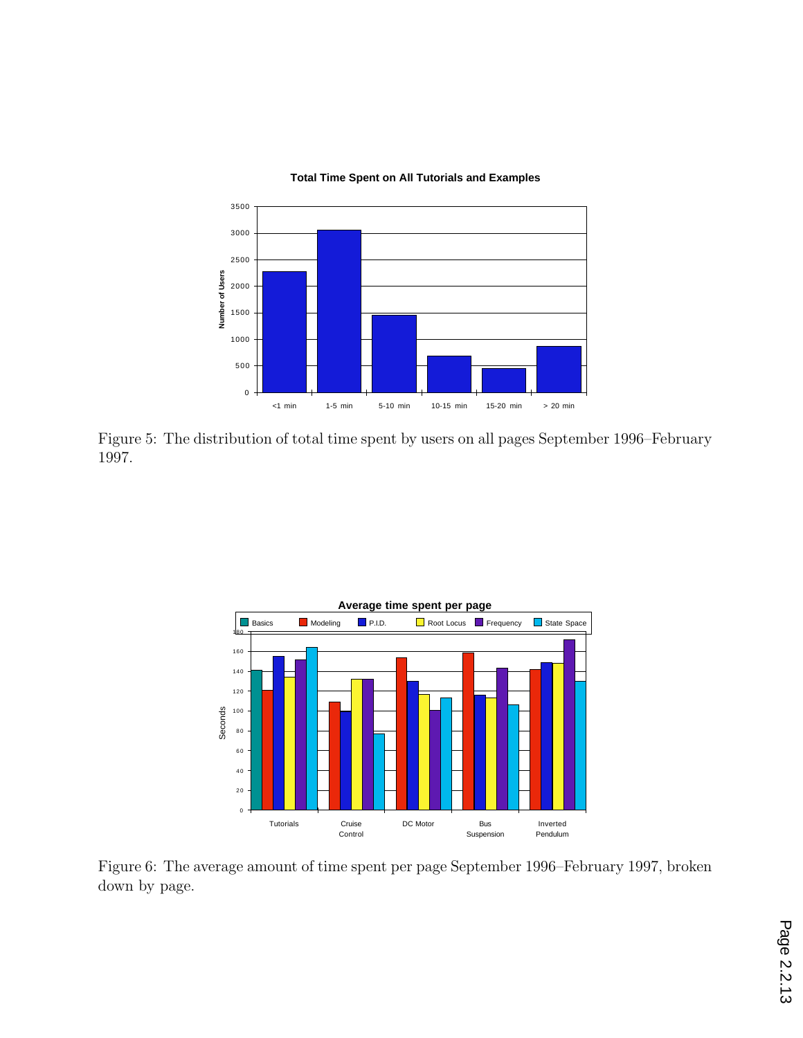Figure 5: The distribution of total time spent by users on all pages September 1996–February 1997.

Figure 6: The average amount of time spent per page September 1996–February 1997, broken down by page.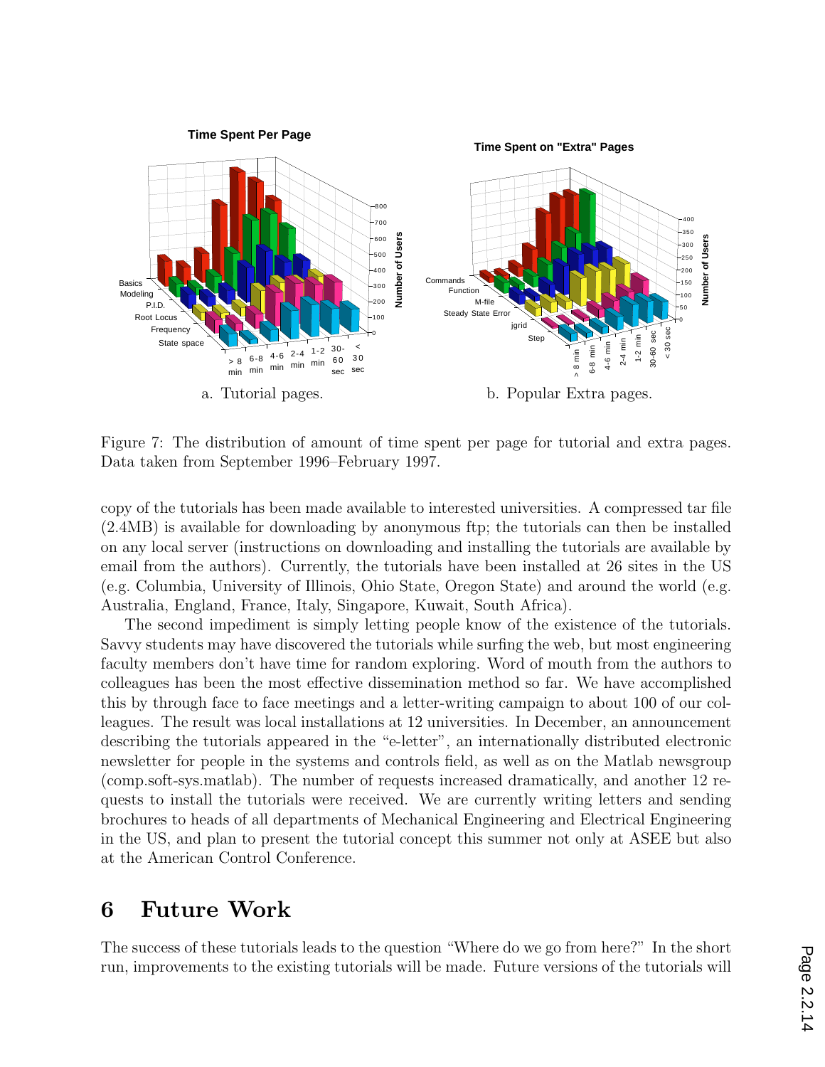a. Tutorial pages.

b. Popular Extra pages.

Figure 7: The distribution of amount of time spent per page for tutorial and extra pages. Data taken from September 1996–February 1997.

copy of the tutorials has been made available to interested universities. A compressed tar file (2.4MB) is available for downloading by anonymous ftp; the tutorials can then be installed on any local server (instructions on downloading and installing the tutorials are available by email from the authors). Currently, the tutorials have been installed at 26 sites in the US (e.g. Columbia, University of Illinois, Ohio State, Oregon State) and around the world (e.g. Australia, England, France, Italy, Singapore, Kuwait, South Africa).

The second impediment is simply letting people know of the existence of the tutorials. Savvy students may have discovered the tutorials while surfing the web, but most engineering faculty members don't have time for random exploring. Word of mouth from the authors to colleagues has been the most effective dissemination method so far. We have accomplished this by through face to face meetings and a letter-writing campaign to about 100 of our colleagues. The result was local installations at 12 universities. In December, an announcement describing the tutorials appeared in the "e-letter", an internationally distributed electronic newsletter for people in the systems and controls field, as well as on the Matlab newsgroup (comp.soft-sys.matlab). The number of requests increased dramatically, and another 12 requests to install the tutorials were received. We are currently writing letters and sending brochures to heads of all departments of Mechanical Engineering and Electrical Engineering in the US, and plan to present the tutorial concept this summer not only at ASEE but also at the American Control Conference.

# 6 Future Work

The success of these tutorials leads to the question "Where do we go from here?" In the short run, improvements to the existing tutorials will be made. Future versions of the tutorials will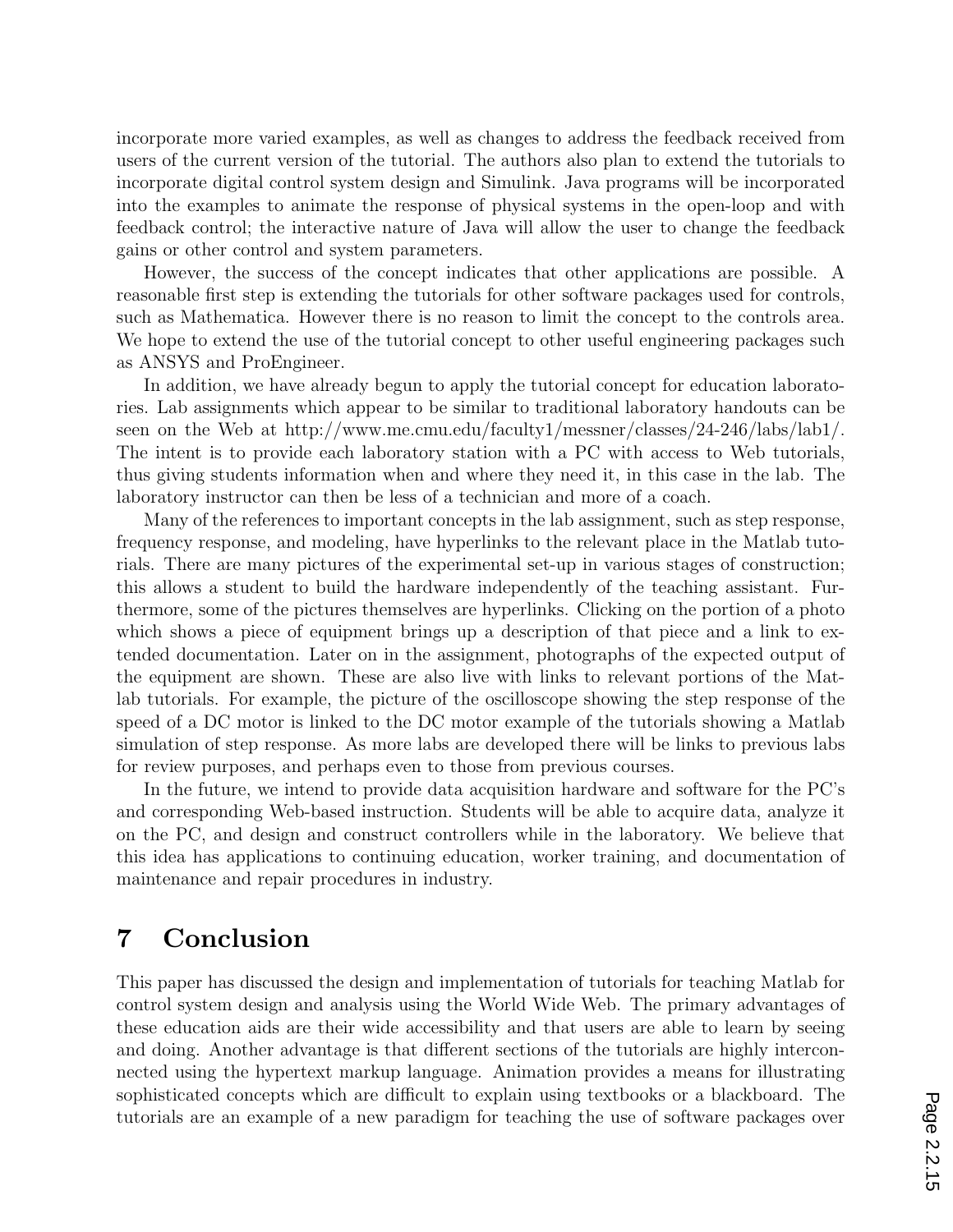incorporate more varied examples, as well as changes to address the feedback received from users of the current version of the tutorial. The authors also plan to extend the tutorials to incorporate digital control system design and Simulink. Java programs will be incorporated into the examples to animate the response of physical systems in the open-loop and with feedback control; the interactive nature of Java will allow the user to change the feedback gains or other control and system parameters.

However, the success of the concept indicates that other applications are possible. A reasonable first step is extending the tutorials for other software packages used for controls, such as Mathematica. However there is no reason to limit the concept to the controls area. We hope to extend the use of the tutorial concept to other useful engineering packages such as ANSYS and ProEngineer.

In addition, we have already begun to apply the tutorial concept for education laboratories. Lab assignments which appear to be similar to traditional laboratory handouts can be seen on the Web at http://www.me.cmu.edu/faculty1/messner/classes/24-246/labs/lab1/. The intent is to provide each laboratory station with a PC with access to Web tutorials, thus giving students information when and where they need it, in this case in the lab. The laboratory instructor can then be less of a technician and more of a coach.

Many of the references to important concepts in the lab assignment, such as step response, frequency response, and modeling, have hyperlinks to the relevant place in the Matlab tutorials. There are many pictures of the experimental set-up in various stages of construction; this allows a student to build the hardware independently of the teaching assistant. Furthermore, some of the pictures themselves are hyperlinks. Clicking on the portion of a photo which shows a piece of equipment brings up a description of that piece and a link to extended documentation. Later on in the assignment, photographs of the expected output of the equipment are shown. These are also live with links to relevant portions of the Matlab tutorials. For example, the picture of the oscilloscope showing the step response of the speed of a DC motor is linked to the DC motor example of the tutorials showing a Matlab simulation of step response. As more labs are developed there will be links to previous labs for review purposes, and perhaps even to those from previous courses.

In the future, we intend to provide data acquisition hardware and software for the PC's and corresponding Web-based instruction. Students will be able to acquire data, analyze it on the PC, and design and construct controllers while in the laboratory. We believe that this idea has applications to continuing education, worker training, and documentation of maintenance and repair procedures in industry.

# 7 Conclusion

This paper has discussed the design and implementation of tutorials for teaching Matlab for control system design and analysis using the World Wide Web. The primary advantages of these education aids are their wide accessibility and that users are able to learn by seeing and doing. Another advantage is that different sections of the tutorials are highly interconnected using the hypertext markup language. Animation provides a means for illustrating sophisticated concepts which are difficult to explain using textbooks or a blackboard. The tutorials are an example of a new paradigm for teaching the use of software packages over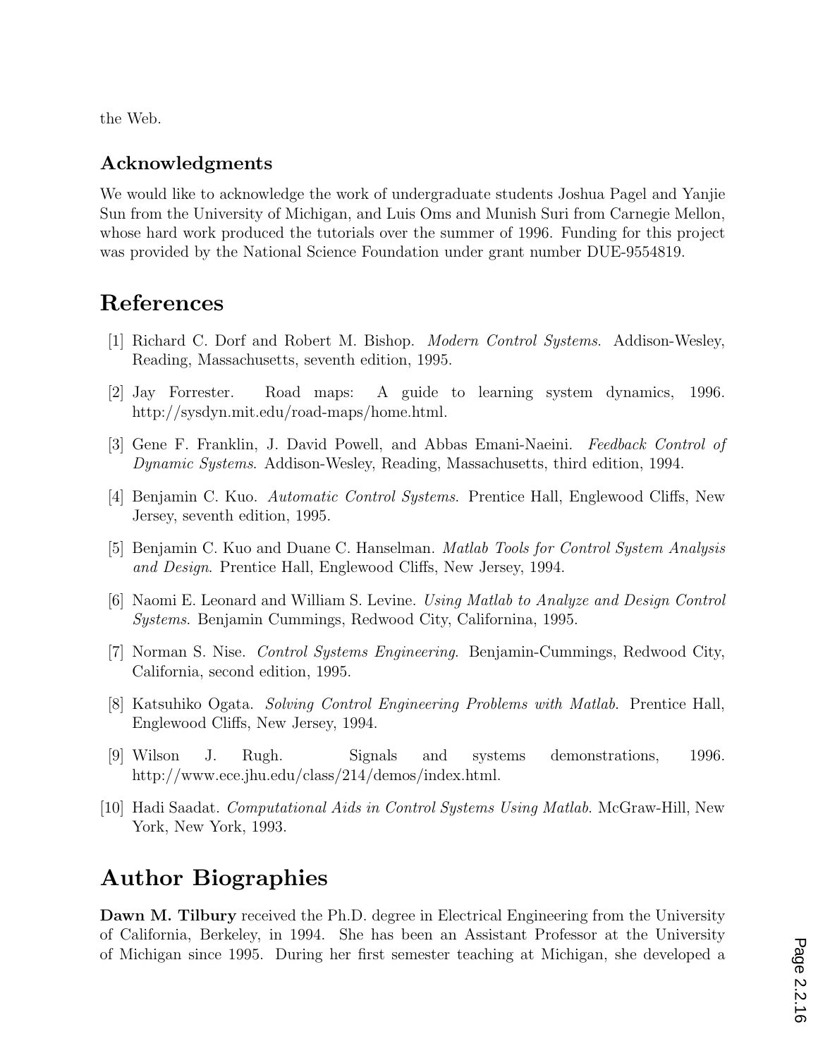the Web.

### Acknowledgments

We would like to acknowledge the work of undergraduate students Joshua Pagel and Yanjie Sun from the University of Michigan, and Luis Oms and Munish Suri from Carnegie Mellon, whose hard work produced the tutorials over the summer of 1996. Funding for this project was provided by the National Science Foundation under grant number DUE-9554819.

## References

[1] Richard C. Dorf and Robert M. Bishop. *Modern Control Systems*. Addison-Wesley, Reading, Massachusetts, seventh edition, 1995.

[2] Jay Forrester. Road maps: A guide to learning system dynamics, 1996. http://sysdyn.mit.edu/road-maps/home.html.

[3] Gene F. Franklin, J. David Powell, and Abbas Emani-Naeini. *Feedback Control of Dynamic Systems*. Addison-Wesley, Reading, Massachusetts, third edition, 1994.

[4] Benjamin C. Kuo. *Automatic Control Systems*. Prentice Hall, Englewood Cliffs, New Jersey, seventh edition, 1995.

[5] Benjamin C. Kuo and Duane C. Hanselman. *Matlab Tools for Control System Analysis and Design*. Prentice Hall, Englewood Cliffs, New Jersey, 1994.

[6] Naomi E. Leonard and William S. Levine. *Using Matlab to Analyze and Design Control Systems*. Benjamin Cummings, Redwood City, Californina, 1995.

[7] Norman S. Nise. *Control Systems Engineering*. Benjamin-Cummings, Redwood City, California, second edition, 1995.

[8] Katsuhiko Ogata. *Solving Control Engineering Problems with Matlab*. Prentice Hall, Englewood Cliffs, New Jersey, 1994.

[9] Wilson J. Rugh. Signals and systems demonstrations, 1996. http://www.ece.jhu.edu/class/214/demos/index.html.

[10] Hadi Saadat. *Computational Aids in Control Systems Using Matlab*. McGraw-Hill, New York, New York, 1993.

## Author Biographies

**Dawn M. Tilbury** received the Ph.D. degree in Electrical Engineering from the University of California, Berkeley, in 1994. She has been an Assistant Professor at the University of Michigan since 1995. During her first semester teaching at Michigan, she developed a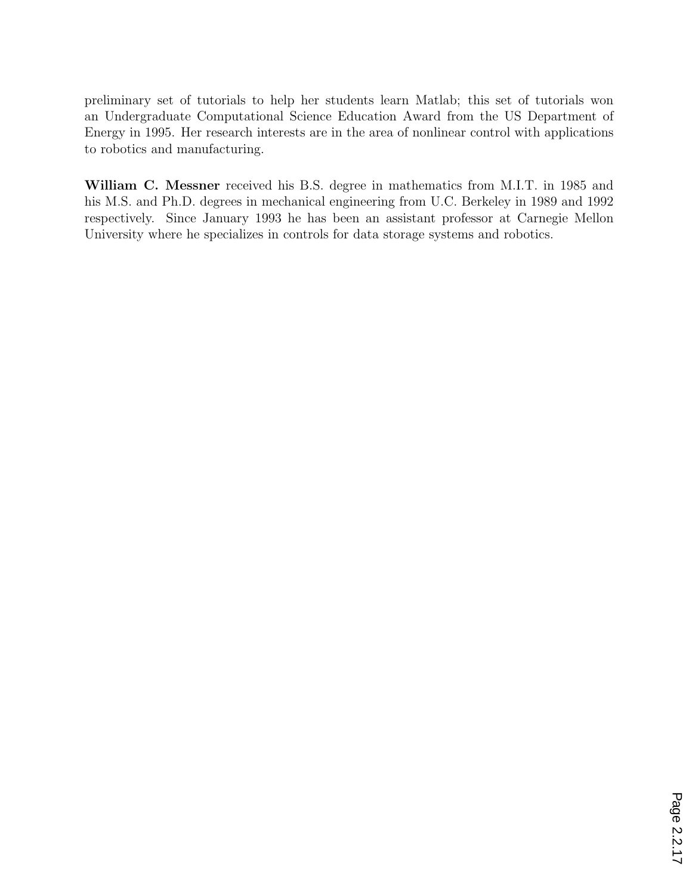preliminary set of tutorials to help her students learn Matlab; this set of tutorials won an Undergraduate Computational Science Education Award from the US Department of Energy in 1995. Her research interests are in the area of nonlinear control with applications to robotics and manufacturing.

**William C. Messner** received his B.S. degree in mathematics from M.I.T. in 1985 and his M.S. and Ph.D. degrees in mechanical engineering from U.C. Berkeley in 1989 and 1992 respectively. Since January 1993 he has been an assistant professor at Carnegie Mellon University where he specializes in controls for data storage systems and robotics.